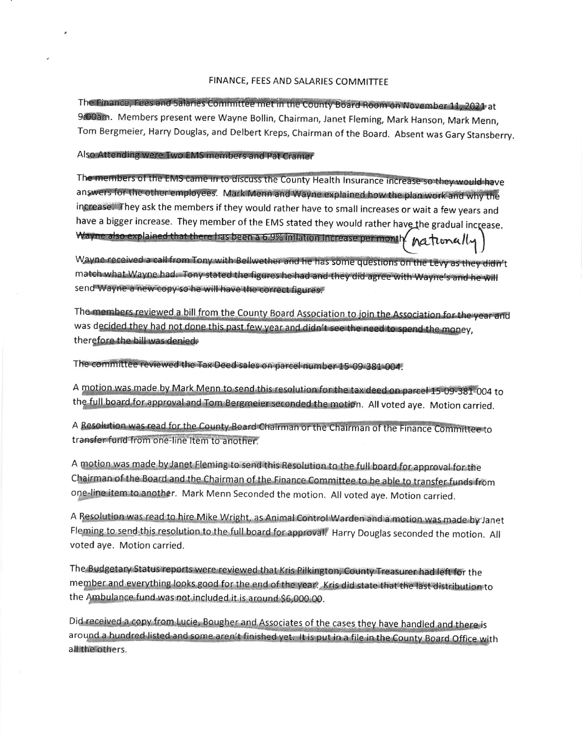# FINANCE, FEES AND SALARIES COMMITTEE

The Finance, Fees and Salaries Committee met in the County Board Room on November 11, 2021 at 9:00am. Members present were Wayne Bollin, Chairman, Janet Fleming, Mark Hanson, Mark Menn, Tom Bergmeier, Harry Douglas, and Delbert Kreps, Chairman of the Board. Absent was Gary Stansberry.

Also Attending were Two EMS members and Pat Cramer

The members of the EMS came in to discuss the County Health Insurance increase so they would have answers for the other employees. Mark Menn and Wayne explained how the plan work and why the increase. They ask the members if they would rather have to small increases or wait a few years and have a bigger increase. They member of the EMS stated they would rather have the gradual increase. Wayne also explained that there has been a 6.9% inflation increase per month. (nationally)

Wayne received a call from Tony with Bellwether and he has some questions on the Levy as they didn't match what Wayne had. Tony stated the figures he had and they did agree with Wayne's and he will send Wayne a new copy so he will have the correct figures.

The members reviewed a bill from the County Board Association to join the Association for the year and was decided they had not done this past few year and didn't see the need to spend the money, therefore the bill was denied.

The committee reviewed the Tax Deed sales on parcel number 15-09-381-004.

A motion was made by Mark Menn to send this resolution for the tax deed on parcel 15-09-381-004 to the full board for approval and Tom Bergmeier seconded the motion. All voted aye. Motion carried.

A Resolution was read for the County Board Chairman or the Chairman of the Finance Committee to transfer fund from one-line Item to another.

A motion was made by Janet Fleming to send this Resolution to the full board for approval for the Chairman of the Board and the Chairman of the Finance Committee to be able to transfer funds from one-line item to another. Mark Menn Seconded the motion. All voted aye. Motion carried.

A Resolution was read to hire Mike Wright, as Animal Control Warden and a motion was made by Janet Fleming to send this resolution to the full board for approval. Harry Douglas seconded the motion. All voted aye. Motion carried.

The Budgetary Status reports were reviewed that Kris Pilkington, County Treasurer had left for the member and everything looks good for the end of the year. Kris did state that the last distribution to the Ambulance fund was not included it is around $6,000.00.

Did received a copy from Lucie, Bougher and Associates of the cases they have handled and there is around a hundred listed and some aren't finished yet. It is put in a file in the County Board Office with all the others.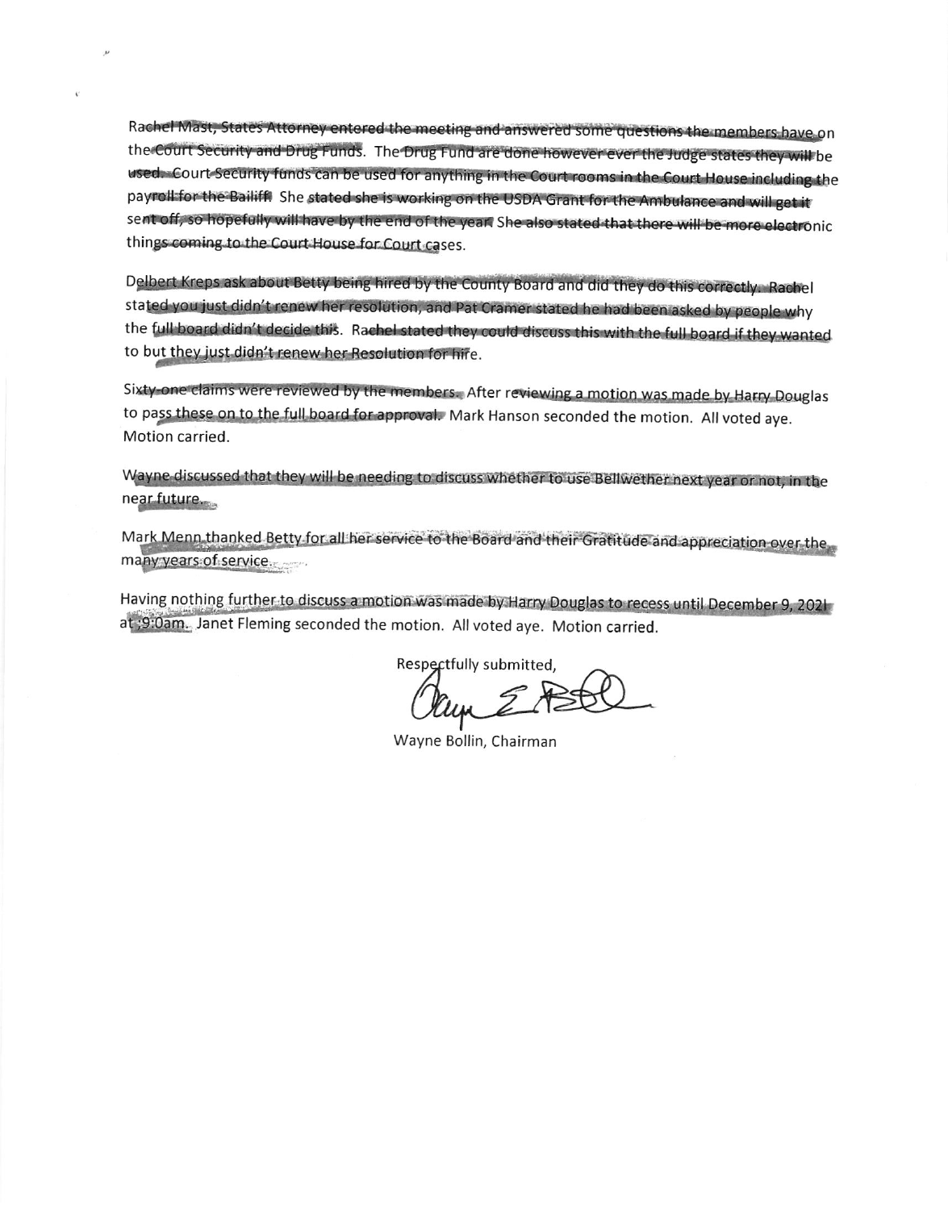Rachel Mast, States Attorney entered the meeting and answered some questions the members have on the Court Security and Drug Funds. The Drug Fund are done however ever the Judge states they will be used. Court Security funds can be used for anything in the Court rooms in the Court House including the payroll for the Bailiff. She stated she is working on the USDA Grant for the Ambulance and will get it sent off, so hopefully will have by the end of the year. She also stated that there will be more electronic things coming to the Court House for Court cases.

Delbert Kreps ask about Betty being hired by the County Board and did they do this correctly. Rachel stated you just didn't renew her resolution, and Pat Cramer stated he had been asked by people why the full board didn't decide this. Rachel stated they could discuss this with the full board if they wanted to but they just didn't renew her Resolution for hire.

Sixty-one claims were reviewed by the members. After reviewing a motion was made by Harry Douglas to pass these on to the full board for approval. Mark Hanson seconded the motion. All voted aye. Motion carried.

Wayne discussed that they will be needing to discuss whether to use Bellwether next year or not, in the near future.

Mark Menn thanked Betty for all her service to the Board and their Gratitude and appreciation over the many years of service.

Having nothing further to discuss a motion was made by Harry Douglas to recess until December 9, 2021 at 9:0am. Janet Fleming seconded the motion. All voted aye. Motion carried.

Respectfully submitted,

Wayne Bollin, Chairman